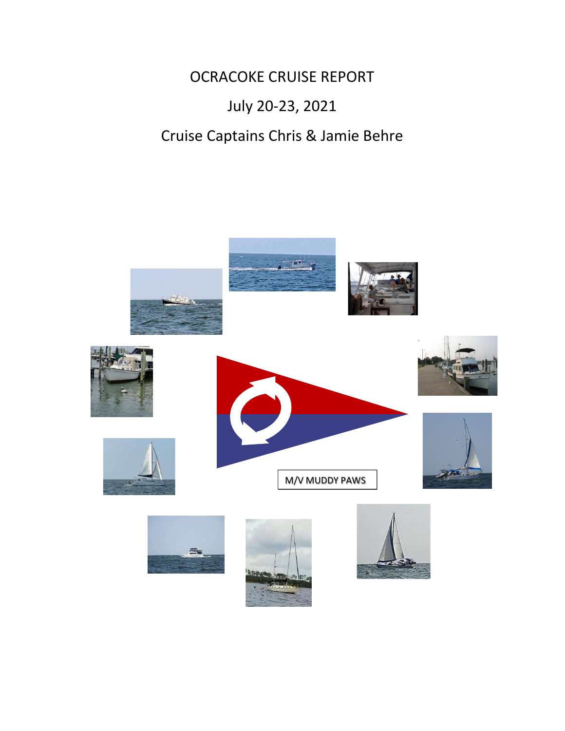# OCRACOKE CRUISE REPORT

## July 20-23, 2021

## Cruise Captains Chris & Jamie Behre

M/V MUDDY PAWS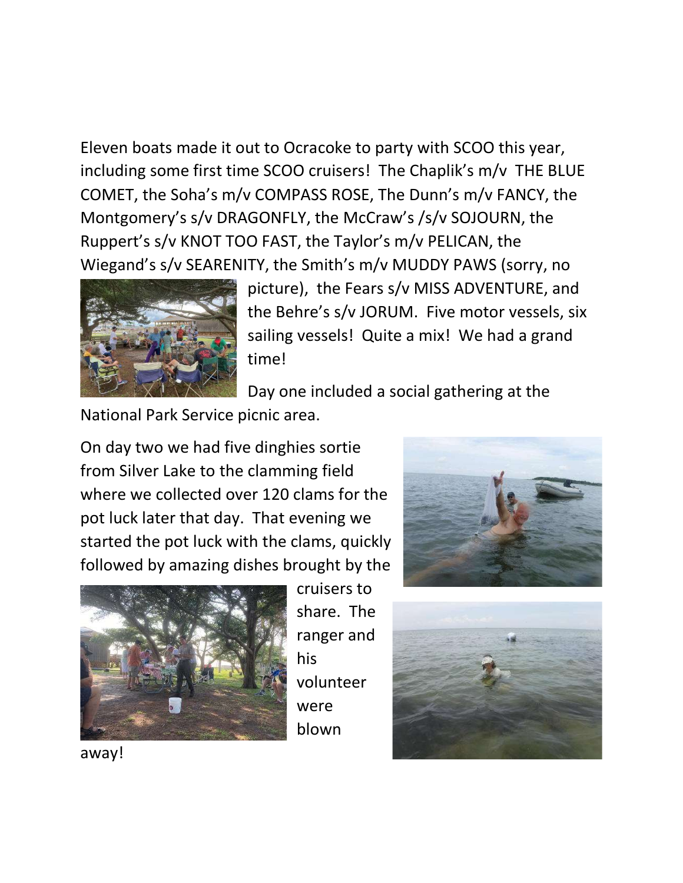Eleven boats made it out to Ocracoke to party with SCOO this year, including some first time SCOO cruisers! The Chaplik's m/v THE BLUE COMET, the Soha's m/v COMPASS ROSE, The Dunn's m/v FANCY, the Montgomery's s/v DRAGONFLY, the McCraw's /s/v SOJOURN, the Ruppert's s/v KNOT TOO FAST, the Taylor's m/v PELICAN, the Wiegand's s/v SEARENITY, the Smith's m/v MUDDY PAWS (sorry, no picture), the Fears s/v MISS ADVENTURE, and the Behre's s/v JORUM. Five motor vessels, six sailing vessels! Quite a mix! We had a grand time!

Day one included a social gathering at the National Park Service picnic area.

On day two we had five dinghies sortie from Silver Lake to the clamming field where we collected over 120 clams for the pot luck later that day. That evening we started the pot luck with the clams, quickly followed by amazing dishes brought by the cruisers to share. The ranger and his volunteer were blown away!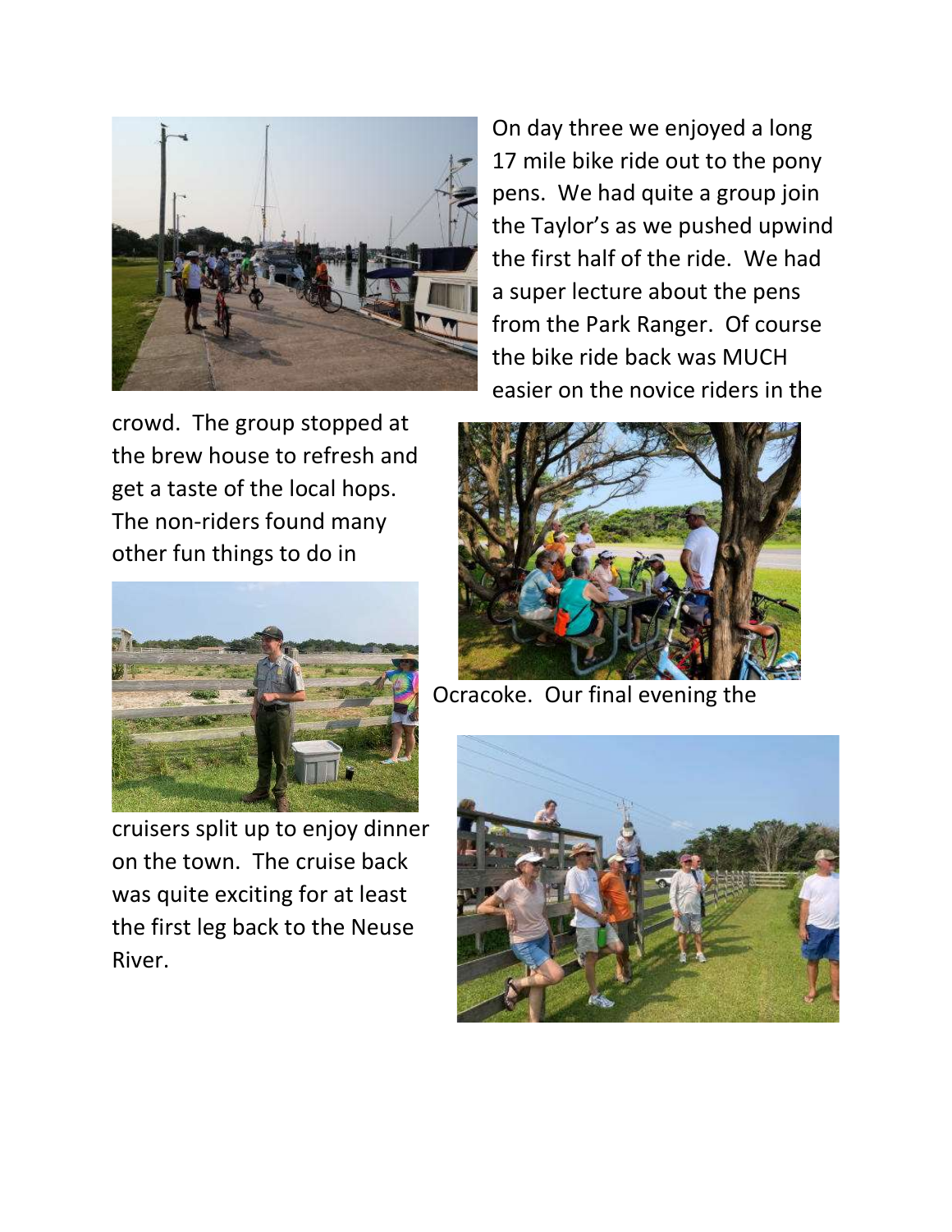On day three we enjoyed a long 17 mile bike ride out to the pony pens. We had quite a group join the Taylor's as we pushed upwind the first half of the ride. We had a super lecture about the pens from the Park Ranger. Of course the bike ride back was MUCH easier on the novice riders in the crowd. The group stopped at the brew house to refresh and get a taste of the local hops. The non-riders found many other fun things to do in Ocracoke. Our final evening the cruisers split up to enjoy dinner on the town. The cruise back was quite exciting for at least the first leg back to the Neuse River.